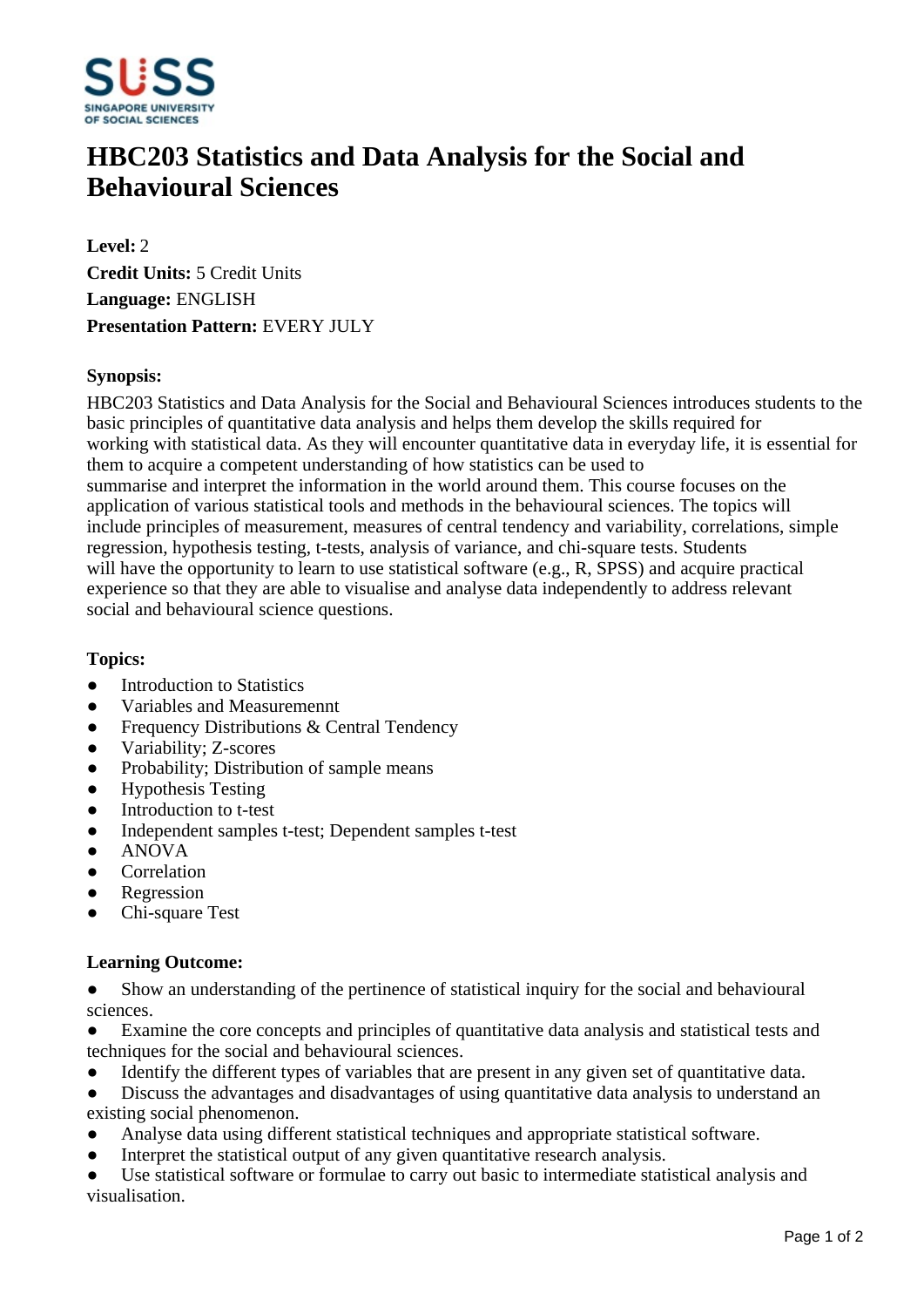# HBC203 Statistics and Data Analysis for the Social and Behavioural Sciences

**Level:** 2
**Credit Units:** 5 Credit Units
**Language:** ENGLISH
**Presentation Pattern:** EVERY JULY

**Synopsis:**

HBC203 Statistics and Data Analysis for the Social and Behavioural Sciences introduces students to the basic principles of quantitative data analysis and helps them develop the skills required for working with statistical data. As they will encounter quantitative data in everyday life, it is essential for them to acquire a competent understanding of how statistics can be used to summarise and interpret the information in the world around them. This course focuses on the application of various statistical tools and methods in the behavioural sciences. The topics will include principles of measurement, measures of central tendency and variability, correlations, simple regression, hypothesis testing, t-tests, analysis of variance, and chi-square tests. Students will have the opportunity to learn to use statistical software (e.g., R, SPSS) and acquire practical experience so that they are able to visualise and analyse data independently to address relevant social and behavioural science questions.

**Topics:**

- Introduction to Statistics
- Variables and Measuremennt
- Frequency Distributions & Central Tendency
- Variability; Z-scores
- Probability; Distribution of sample means
- Hypothesis Testing
- Introduction to t-test
- Independent samples t-test; Dependent samples t-test
- ANOVA
- Correlation
- Regression
- Chi-square Test

**Learning Outcome:**

- Show an understanding of the pertinence of statistical inquiry for the social and behavioural sciences.
- Examine the core concepts and principles of quantitative data analysis and statistical tests and techniques for the social and behavioural sciences.
- Identify the different types of variables that are present in any given set of quantitative data.
- Discuss the advantages and disadvantages of using quantitative data analysis to understand an existing social phenomenon.
- Analyse data using different statistical techniques and appropriate statistical software.
- Interpret the statistical output of any given quantitative research analysis.
- Use statistical software or formulae to carry out basic to intermediate statistical analysis and visualisation.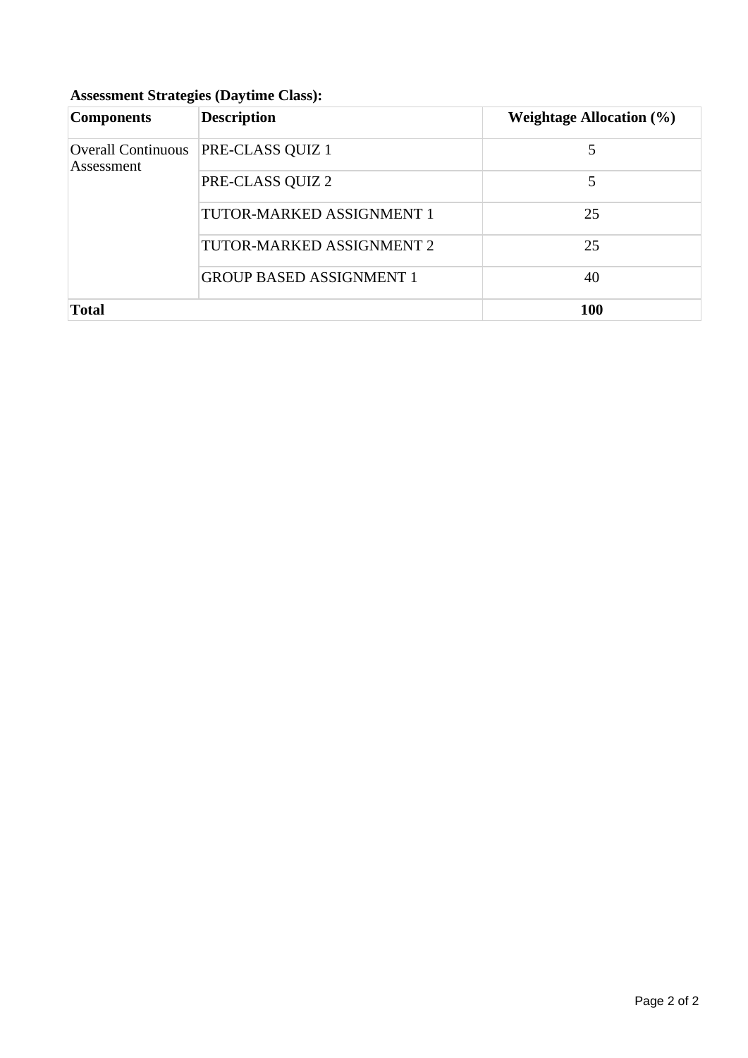**Assessment Strategies (Daytime Class):**

| **Components** | **Description** | **Weightage Allocation (%)** |
|---|---|---|
| Overall Continuous Assessment | PRE-CLASS QUIZ 1 | 5 |
| | PRE-CLASS QUIZ 2 | 5 |
| | TUTOR-MARKED ASSIGNMENT 1 | 25 |
| | TUTOR-MARKED ASSIGNMENT 2 | 25 |
| | GROUP BASED ASSIGNMENT 1 | 40 |
| **Total** | | **100** |